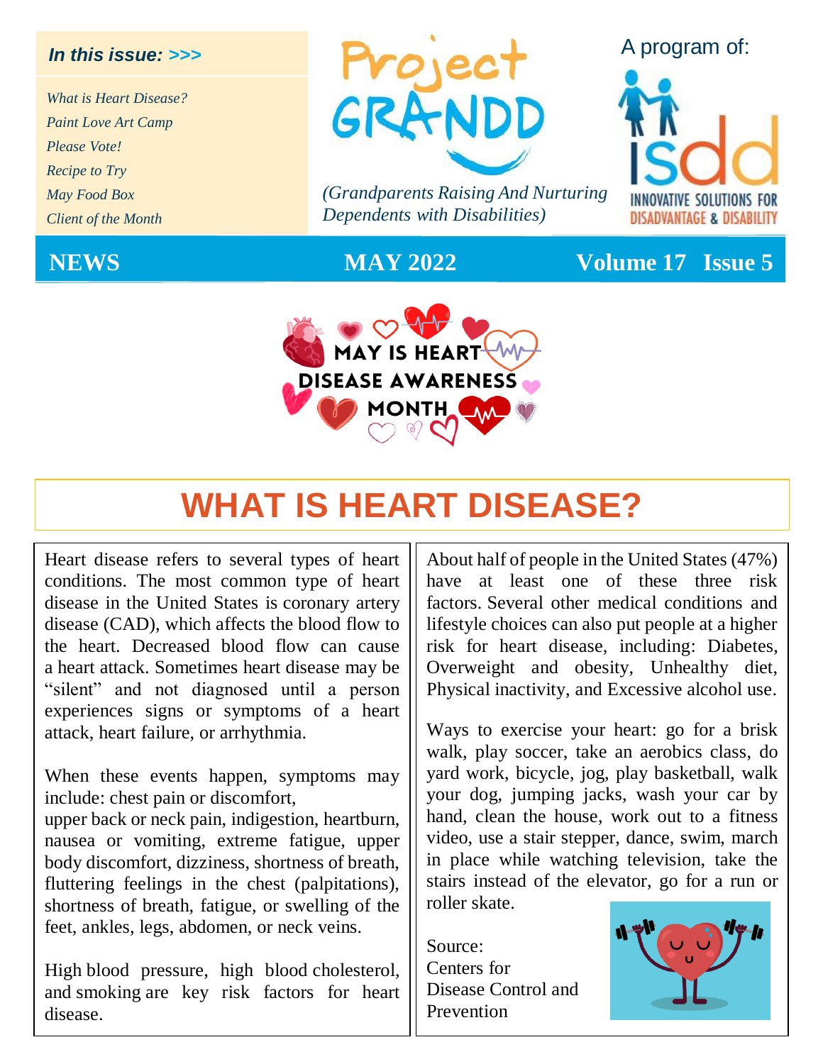**In this issue: >>>**

*What is Heart Disease?*
*Paint Love Art Camp*
*Please Vote!*
*Recipe to Try*
*May Food Box*
*Client of the Month*

# Project GRANDD

*(Grandparents Raising And Nurturing Dependents with Disabilities)*

A program of: ISDD INNOVATIVE SOLUTIONS FOR DISADVANTAGE & DISABILITY

**NEWS** **MAY 2022** **Volume 17 Issue 5**

MAY IS HEART DISEASE AWARENESS MONTH

# WHAT IS HEART DISEASE?

Heart disease refers to several types of heart conditions. The most common type of heart disease in the United States is coronary artery disease (CAD), which affects the blood flow to the heart. Decreased blood flow can cause a heart attack. Sometimes heart disease may be "silent" and not diagnosed until a person experiences signs or symptoms of a heart attack, heart failure, or arrhythmia.

When these events happen, symptoms may include: chest pain or discomfort, upper back or neck pain, indigestion, heartburn, nausea or vomiting, extreme fatigue, upper body discomfort, dizziness, shortness of breath, fluttering feelings in the chest (palpitations), shortness of breath, fatigue, or swelling of the feet, ankles, legs, abdomen, or neck veins.

High blood pressure, high blood cholesterol, and smoking are key risk factors for heart disease.

About half of people in the United States (47%) have at least one of these three risk factors. Several other medical conditions and lifestyle choices can also put people at a higher risk for heart disease, including: Diabetes, Overweight and obesity, Unhealthy diet, Physical inactivity, and Excessive alcohol use.

Ways to exercise your heart: go for a brisk walk, play soccer, take an aerobics class, do yard work, bicycle, jog, play basketball, walk your dog, jumping jacks, wash your car by hand, clean the house, work out to a fitness video, use a stair stepper, dance, swim, march in place while watching television, take the stairs instead of the elevator, go for a run or roller skate.

Source:
Centers for Disease Control and Prevention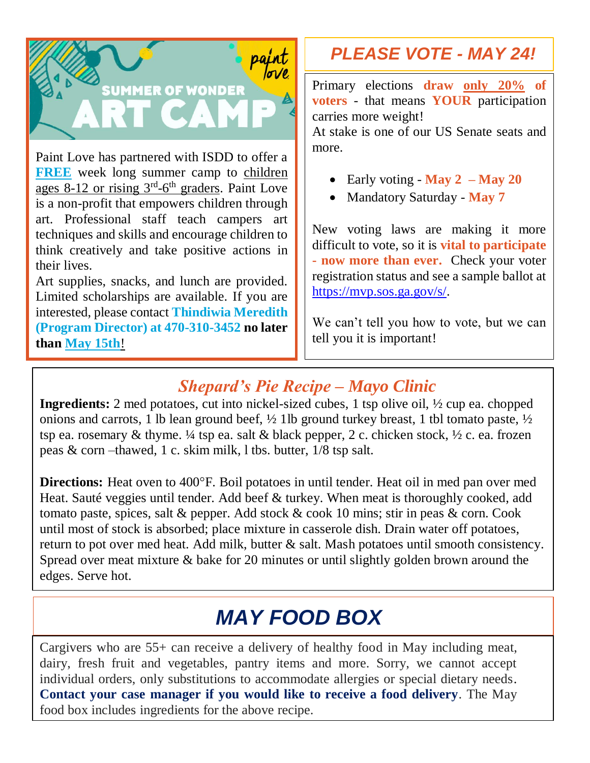## SUMMER OF WONDER ART CAMP

paint love

Paint Love has partnered with ISDD to offer a **FREE** week long summer camp to children ages 8-12 or rising 3rd-6th graders. Paint Love is a non-profit that empowers children through art. Professional staff teach campers art techniques and skills and encourage children to think creatively and take positive actions in their lives.

Art supplies, snacks, and lunch are provided. Limited scholarships are available. If you are interested, please contact **Thindiwia Meredith (Program Director) at 470-310-3452 no later than May 15th**!

## *PLEASE VOTE - MAY 24!*

Primary elections **draw only 20% of voters** - that means **YOUR** participation carries more weight!

At stake is one of our US Senate seats and more.

- Early voting - **May 2 – May 20**
- Mandatory Saturday - **May 7**

New voting laws are making it more difficult to vote, so it is **vital to participate - now more than ever.** Check your voter registration status and see a sample ballot at https://mvp.sos.ga.gov/s/.

We can't tell you how to vote, but we can tell you it is important!

## *Shepard's Pie Recipe – Mayo Clinic*

**Ingredients:** 2 med potatoes, cut into nickel-sized cubes, 1 tsp olive oil, ½ cup ea. chopped onions and carrots, 1 lb lean ground beef, ½ 1lb ground turkey breast, 1 tbl tomato paste, ½ tsp ea. rosemary & thyme. ¼ tsp ea. salt & black pepper, 2 c. chicken stock, ½ c. ea. frozen peas & corn –thawed, 1 c. skim milk, l tbs. butter, 1/8 tsp salt.

**Directions:** Heat oven to 400°F. Boil potatoes in until tender. Heat oil in med pan over med Heat. Sauté veggies until tender. Add beef & turkey. When meat is thoroughly cooked, add tomato paste, spices, salt & pepper. Add stock & cook 10 mins; stir in peas & corn. Cook until most of stock is absorbed; place mixture in casserole dish. Drain water off potatoes, return to pot over med heat. Add milk, butter & salt. Mash potatoes until smooth consistency. Spread over meat mixture & bake for 20 minutes or until slightly golden brown around the edges. Serve hot.

## *MAY FOOD BOX*

Cargivers who are 55+ can receive a delivery of healthy food in May including meat, dairy, fresh fruit and vegetables, pantry items and more. Sorry, we cannot accept individual orders, only substitutions to accommodate allergies or special dietary needs. **Contact your case manager if you would like to receive a food delivery**. The May food box includes ingredients for the above recipe.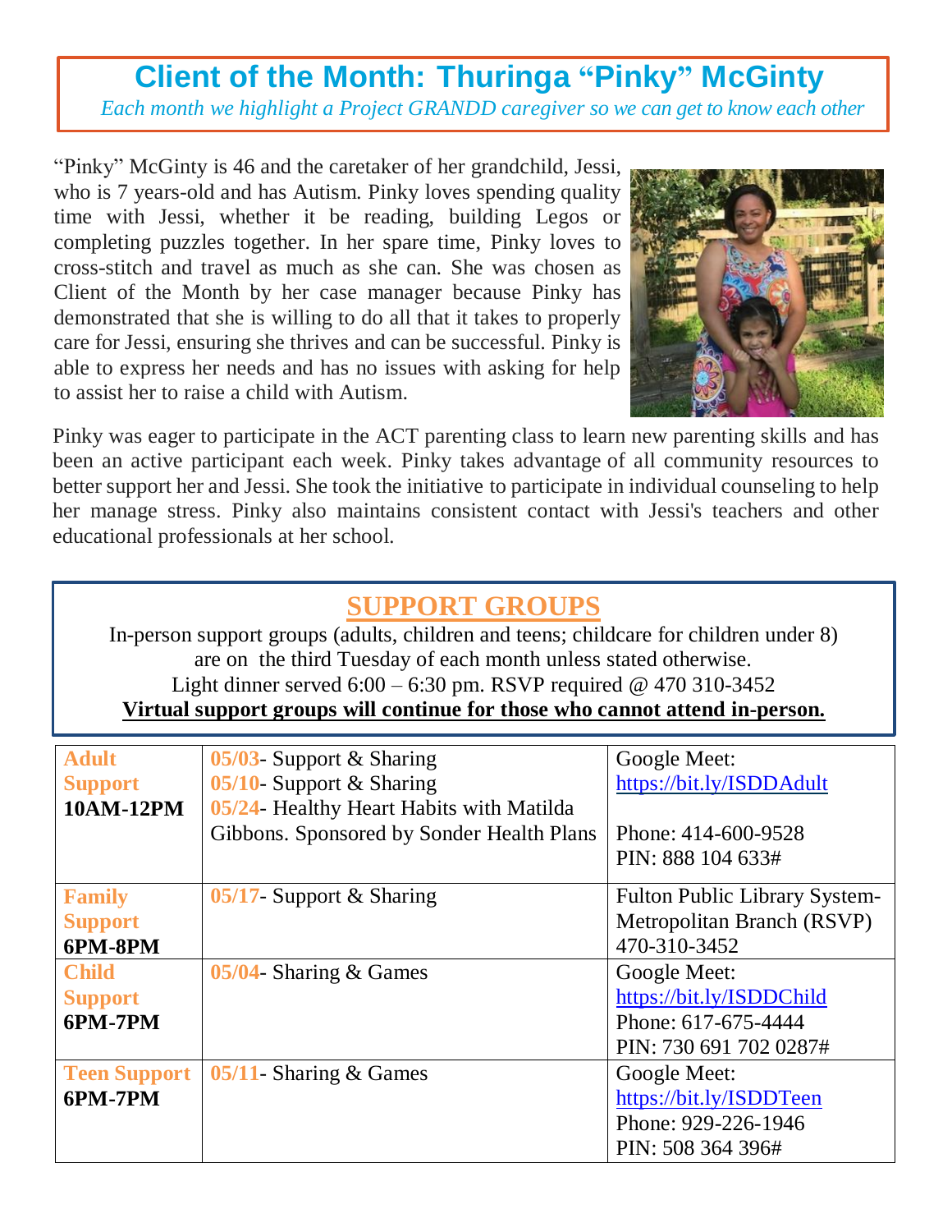# Client of the Month: Thuringa "Pinky" McGinty

*Each month we highlight a Project GRANDD caregiver so we can get to know each other*

"Pinky" McGinty is 46 and the caretaker of her grandchild, Jessi, who is 7 years-old and has Autism. Pinky loves spending quality time with Jessi, whether it be reading, building Legos or completing puzzles together. In her spare time, Pinky loves to cross-stitch and travel as much as she can. She was chosen as Client of the Month by her case manager because Pinky has demonstrated that she is willing to do all that it takes to properly care for Jessi, ensuring she thrives and can be successful. Pinky is able to express her needs and has no issues with asking for help to assist her to raise a child with Autism.

Pinky was eager to participate in the ACT parenting class to learn new parenting skills and has been an active participant each week. Pinky takes advantage of all community resources to better support her and Jessi. She took the initiative to participate in individual counseling to help her manage stress. Pinky also maintains consistent contact with Jessi's teachers and other educational professionals at her school.

## SUPPORT GROUPS

In-person support groups (adults, children and teens; childcare for children under 8) are on the third Tuesday of each month unless stated otherwise.
Light dinner served 6:00 – 6:30 pm. RSVP required @ 470 310-3452
**Virtual support groups will continue for those who cannot attend in-person.**

| | | |
|---|---|---|
| **Adult Support 10AM-12PM** | 05/03- Support & Sharing<br>05/10- Support & Sharing<br>05/24- Healthy Heart Habits with Matilda Gibbons. Sponsored by Sonder Health Plans | Google Meet: https://bit.ly/ISDDAdult<br><br>Phone: 414-600-9528<br>PIN: 888 104 633# |
| **Family Support 6PM-8PM** | 05/17- Support & Sharing | Fulton Public Library System-Metropolitan Branch (RSVP) 470-310-3452 |
| **Child Support 6PM-7PM** | 05/04- Sharing & Games | Google Meet: https://bit.ly/ISDDChild<br>Phone: 617-675-4444<br>PIN: 730 691 702 0287# |
| **Teen Support 6PM-7PM** | 05/11- Sharing & Games | Google Meet: https://bit.ly/ISDDTeen<br>Phone: 929-226-1946<br>PIN: 508 364 396# |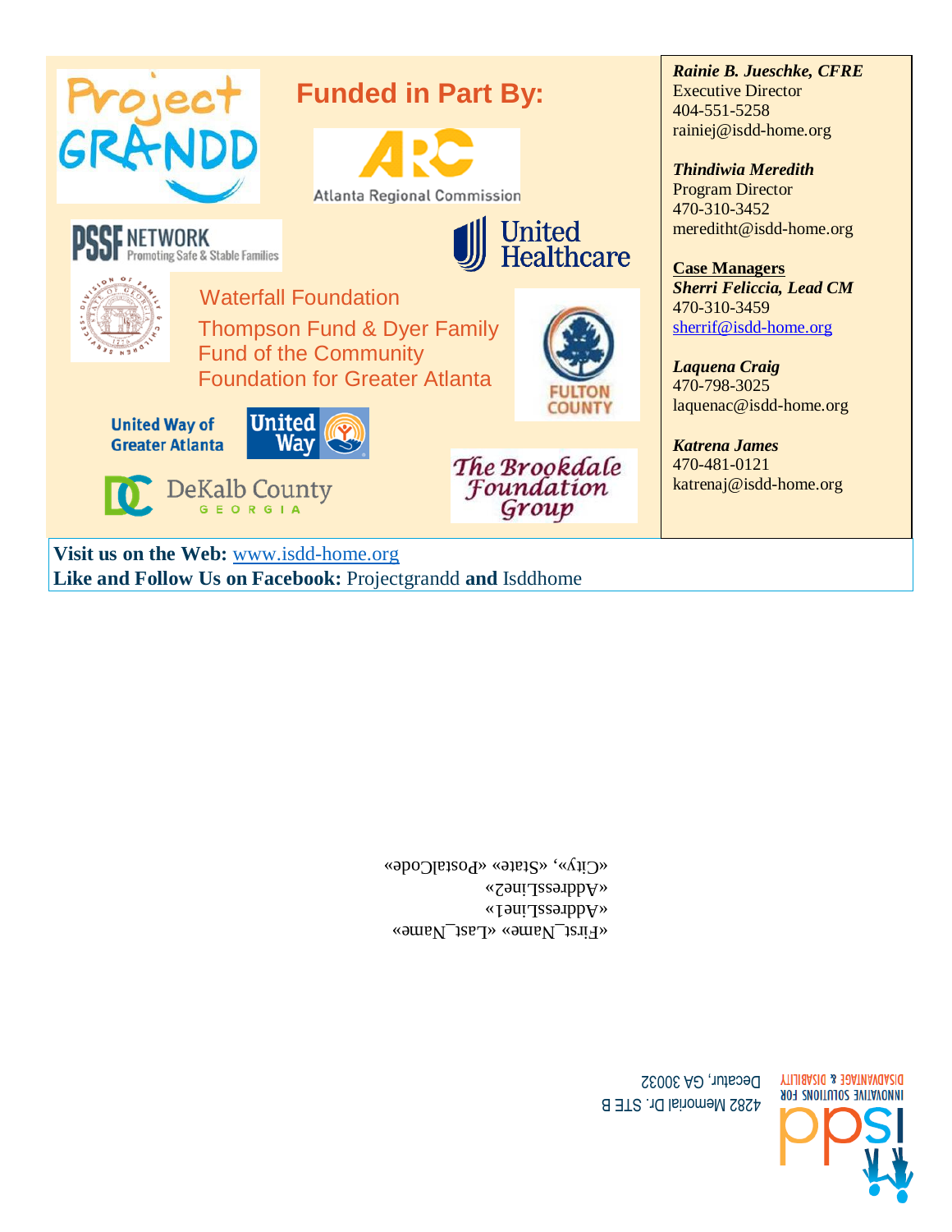Project GRANDD

## Funded in Part By:

Atlanta Regional Commission

PSSF NETWORK Promoting Safe & Stable Families

United Healthcare

Waterfall Foundation

Thompson Fund & Dyer Family Fund of the Community Foundation for Greater Atlanta

FULTON COUNTY

United Way of Greater Atlanta

DeKalb County GEORGIA

The Brookdale Foundation Group

***Rainie B. Jueschke, CFRE***
Executive Director
404-551-5258
rainiej@isdd-home.org

***Thindiwia Meredith***
Program Director
470-310-3452
meredith@isdd-home.org

**Case Managers**

***Sherri Feliccia, Lead CM***
470-310-3459
sherrif@isdd-home.org

***Laquena Craig***
470-798-3025
laquenac@isdd-home.org

***Katrena James***
470-481-0121
katrenaj@isdd-home.org

**Visit us on the Web:** www.isdd-home.org
**Like and Follow Us on Facebook:** Projectgrandd **and** Isddhome

«First_Name» «Last_Name»
«AddressLine1»
«AddressLine2»
«City», «State» «PostalCode»

isdd INNOVATIVE SOLUTIONS FOR DISADVANTAGE & DISABILITY
4282 Memorial Dr. STE B
Decatur, GA 30032